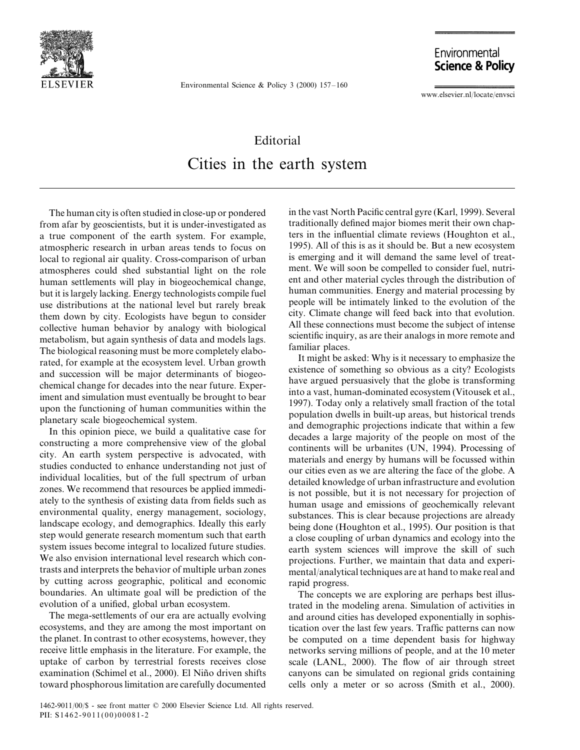Editorial

# Cities in the earth system

The human city is often studied in close-up or pondered from afar by geoscientists, but it is under-investigated as a true component of the earth system. For example, atmospheric research in urban areas tends to focus on local to regional air quality. Cross-comparison of urban atmospheres could shed substantial light on the role human settlements will play in biogeochemical change, but it is largely lacking. Energy technologists compile fuel use distributions at the national level but rarely break them down by city. Ecologists have begun to consider collective human behavior by analogy with biological metabolism, but again synthesis of data and models lags. The biological reasoning must be more completely elaborated, for example at the ecosystem level. Urban growth and succession will be major determinants of biogeochemical change for decades into the near future. Experiment and simulation must eventually be brought to bear upon the functioning of human communities within the planetary scale biogeochemical system.

In this opinion piece, we build a qualitative case for constructing a more comprehensive view of the global city. An earth system perspective is advocated, with studies conducted to enhance understanding not just of individual localities, but of the full spectrum of urban zones. We recommend that resources be applied immediately to the synthesis of existing data from fields such as environmental quality, energy management, sociology, landscape ecology, and demographics. Ideally this early step would generate research momentum such that earth system issues become integral to localized future studies. We also envision international level research which contrasts and interprets the behavior of multiple urban zones by cutting across geographic, political and economic boundaries. An ultimate goal will be prediction of the evolution of a unified, global urban ecosystem.

The mega-settlements of our era are actually evolving ecosystems, and they are among the most important on the planet. In contrast to other ecosystems, however, they receive little emphasis in the literature. For example, the uptake of carbon by terrestrial forests receives close examination (Schimel et al., 2000). El Niño driven shifts toward phosphorous limitation are carefully documented in the vast North Pacific central gyre (Karl, 1999). Several traditionally defined major biomes merit their own chapters in the influential climate reviews (Houghton et al., 1995). All of this is as it should be. But a new ecosystem is emerging and it will demand the same level of treatment. We will soon be compelled to consider fuel, nutrient and other material cycles through the distribution of human communities. Energy and material processing by people will be intimately linked to the evolution of the city. Climate change will feed back into that evolution. All these connections must become the subject of intense scientific inquiry, as are their analogs in more remote and familiar places.

It might be asked: Why is it necessary to emphasize the existence of something so obvious as a city? Ecologists have argued persuasively that the globe is transforming into a vast, human-dominated ecosystem (Vitousek et al., 1997). Today only a relatively small fraction of the total population dwells in built-up areas, but historical trends and demographic projections indicate that within a few decades a large majority of the people on most of the continents will be urbanites (UN, 1994). Processing of materials and energy by humans will be focussed within our cities even as we are altering the face of the globe. A detailed knowledge of urban infrastructure and evolution is not possible, but it is not necessary for projection of human usage and emissions of geochemically relevant substances. This is clear because projections are already being done (Houghton et al., 1995). Our position is that a close coupling of urban dynamics and ecology into the earth system sciences will improve the skill of such projections. Further, we maintain that data and experimental/analytical techniques are at hand to make real and rapid progress.

The concepts we are exploring are perhaps best illustrated in the modeling arena. Simulation of activities in and around cities has developed exponentially in sophistication over the last few years. Traffic patterns can now be computed on a time dependent basis for highway networks serving millions of people, and at the 10 meter scale (LANL, 2000). The flow of air through street canyons can be simulated on regional grids containing cells only a meter or so across (Smith et al., 2000).

1462-9011/00/$ - see front matter © 2000 Elsevier Science Ltd. All rights reserved.
PII: S1462-9011(00)00081-2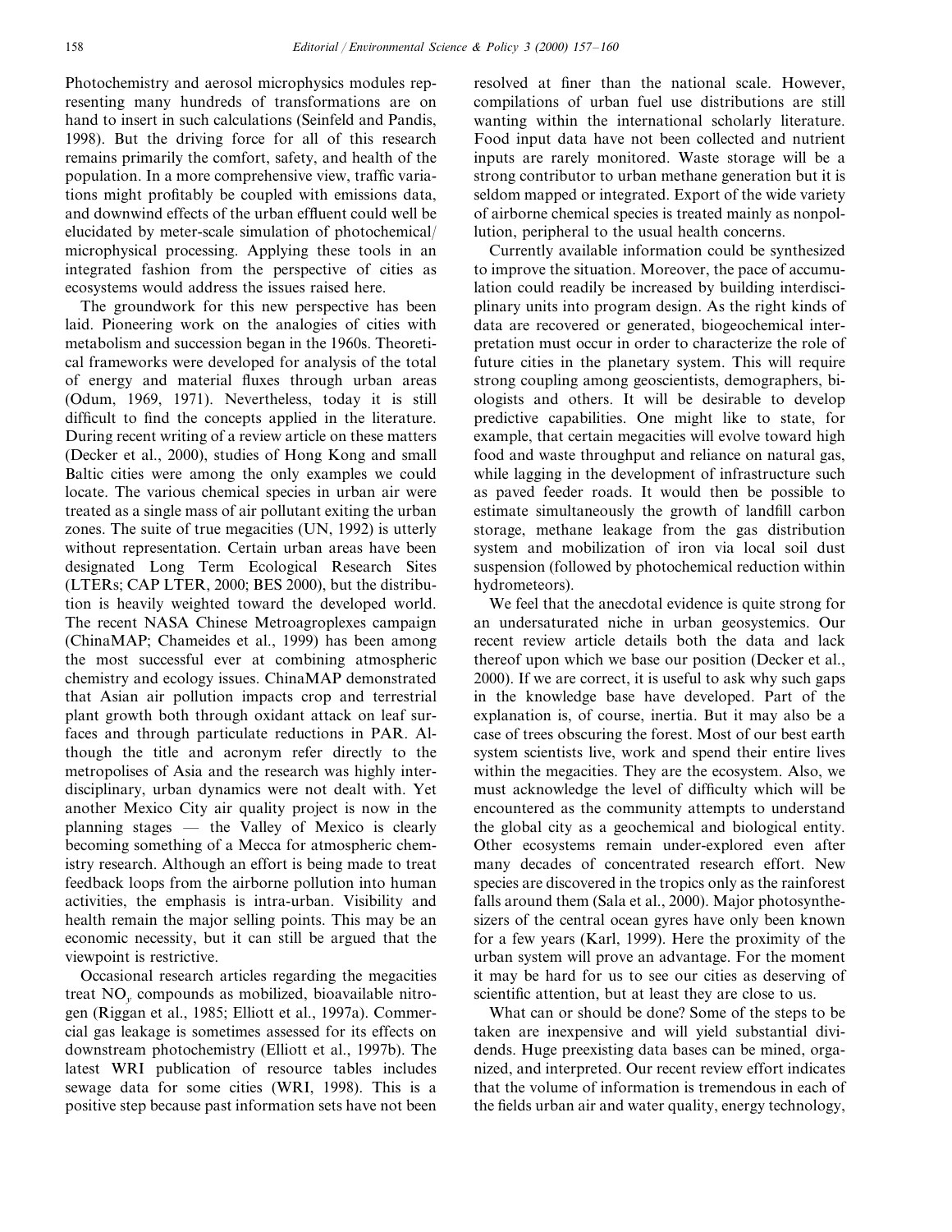Photochemistry and aerosol microphysics modules representing many hundreds of transformations are on hand to insert in such calculations (Seinfeld and Pandis, 1998). But the driving force for all of this research remains primarily the comfort, safety, and health of the population. In a more comprehensive view, traffic variations might profitably be coupled with emissions data, and downwind effects of the urban effluent could well be elucidated by meter-scale simulation of photochemical/microphysical processing. Applying these tools in an integrated fashion from the perspective of cities as ecosystems would address the issues raised here.

The groundwork for this new perspective has been laid. Pioneering work on the analogies of cities with metabolism and succession began in the 1960s. Theoretical frameworks were developed for analysis of the total of energy and material fluxes through urban areas (Odum, 1969, 1971). Nevertheless, today it is still difficult to find the concepts applied in the literature. During recent writing of a review article on these matters (Decker et al., 2000), studies of Hong Kong and small Baltic cities were among the only examples we could locate. The various chemical species in urban air were treated as a single mass of air pollutant exiting the urban zones. The suite of true megacities (UN, 1992) is utterly without representation. Certain urban areas have been designated Long Term Ecological Research Sites (LTERs; CAP LTER, 2000; BES 2000), but the distribution is heavily weighted toward the developed world. The recent NASA Chinese Metroagroplexes campaign (ChinaMAP; Chameides et al., 1999) has been among the most successful ever at combining atmospheric chemistry and ecology issues. ChinaMAP demonstrated that Asian air pollution impacts crop and terrestrial plant growth both through oxidant attack on leaf surfaces and through particulate reductions in PAR. Although the title and acronym refer directly to the metropolises of Asia and the research was highly interdisciplinary, urban dynamics were not dealt with. Yet another Mexico City air quality project is now in the planning stages — the Valley of Mexico is clearly becoming something of a Mecca for atmospheric chemistry research. Although an effort is being made to treat feedback loops from the airborne pollution into human activities, the emphasis is intra-urban. Visibility and health remain the major selling points. This may be an economic necessity, but it can still be argued that the viewpoint is restrictive.

Occasional research articles regarding the megacities treat $NO_y$ compounds as mobilized, bioavailable nitrogen (Riggan et al., 1985; Elliott et al., 1997a). Commercial gas leakage is sometimes assessed for its effects on downstream photochemistry (Elliott et al., 1997b). The latest WRI publication of resource tables includes sewage data for some cities (WRI, 1998). This is a positive step because past information sets have not been resolved at finer than the national scale. However, compilations of urban fuel use distributions are still wanting within the international scholarly literature. Food input data have not been collected and nutrient inputs are rarely monitored. Waste storage will be a strong contributor to urban methane generation but it is seldom mapped or integrated. Export of the wide variety of airborne chemical species is treated mainly as nonpollution, peripheral to the usual health concerns.

Currently available information could be synthesized to improve the situation. Moreover, the pace of accumulation could readily be increased by building interdisciplinary units into program design. As the right kinds of data are recovered or generated, biogeochemical interpretation must occur in order to characterize the role of future cities in the planetary system. This will require strong coupling among geoscientists, demographers, biologists and others. It will be desirable to develop predictive capabilities. One might like to state, for example, that certain megacities will evolve toward high food and waste throughput and reliance on natural gas, while lagging in the development of infrastructure such as paved feeder roads. It would then be possible to estimate simultaneously the growth of landfill carbon storage, methane leakage from the gas distribution system and mobilization of iron via local soil dust suspension (followed by photochemical reduction within hydrometeors).

We feel that the anecdotal evidence is quite strong for an undersaturated niche in urban geosystemics. Our recent review article details both the data and lack thereof upon which we base our position (Decker et al., 2000). If we are correct, it is useful to ask why such gaps in the knowledge base have developed. Part of the explanation is, of course, inertia. But it may also be a case of trees obscuring the forest. Most of our best earth system scientists live, work and spend their entire lives within the megacities. They are the ecosystem. Also, we must acknowledge the level of difficulty which will be encountered as the community attempts to understand the global city as a geochemical and biological entity. Other ecosystems remain under-explored even after many decades of concentrated research effort. New species are discovered in the tropics only as the rainforest falls around them (Sala et al., 2000). Major photosynthesizers of the central ocean gyres have only been known for a few years (Karl, 1999). Here the proximity of the urban system will prove an advantage. For the moment it may be hard for us to see our cities as deserving of scientific attention, but at least they are close to us.

What can or should be done? Some of the steps to be taken are inexpensive and will yield substantial dividends. Huge preexisting data bases can be mined, organized, and interpreted. Our recent review effort indicates that the volume of information is tremendous in each of the fields urban air and water quality, energy technology,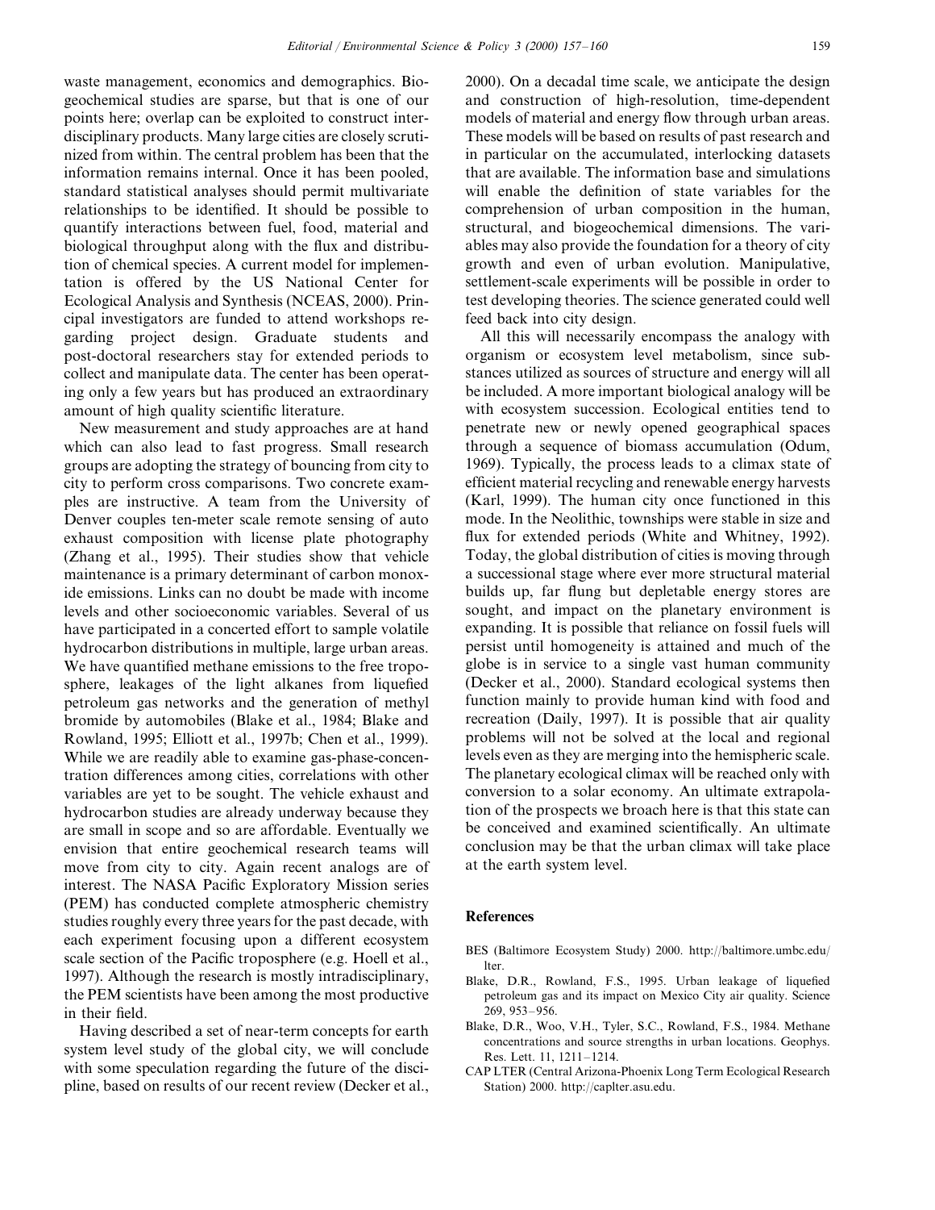waste management, economics and demographics. Biogeochemical studies are sparse, but that is one of our points here; overlap can be exploited to construct interdisciplinary products. Many large cities are closely scrutinized from within. The central problem has been that the information remains internal. Once it has been pooled, standard statistical analyses should permit multivariate relationships to be identified. It should be possible to quantify interactions between fuel, food, material and biological throughput along with the flux and distribution of chemical species. A current model for implementation is offered by the US National Center for Ecological Analysis and Synthesis (NCEAS, 2000). Principal investigators are funded to attend workshops regarding project design. Graduate students and post-doctoral researchers stay for extended periods to collect and manipulate data. The center has been operating only a few years but has produced an extraordinary amount of high quality scientific literature.

New measurement and study approaches are at hand which can also lead to fast progress. Small research groups are adopting the strategy of bouncing from city to city to perform cross comparisons. Two concrete examples are instructive. A team from the University of Denver couples ten-meter scale remote sensing of auto exhaust composition with license plate photography (Zhang et al., 1995). Their studies show that vehicle maintenance is a primary determinant of carbon monoxide emissions. Links can no doubt be made with income levels and other socioeconomic variables. Several of us have participated in a concerted effort to sample volatile hydrocarbon distributions in multiple, large urban areas. We have quantified methane emissions to the free troposphere, leakages of the light alkanes from liquefied petroleum gas networks and the generation of methyl bromide by automobiles (Blake et al., 1984; Blake and Rowland, 1995; Elliott et al., 1997b; Chen et al., 1999). While we are readily able to examine gas-phase-concentration differences among cities, correlations with other variables are yet to be sought. The vehicle exhaust and hydrocarbon studies are already underway because they are small in scope and so are affordable. Eventually we envision that entire geochemical research teams will move from city to city. Again recent analogs are of interest. The NASA Pacific Exploratory Mission series (PEM) has conducted complete atmospheric chemistry studies roughly every three years for the past decade, with each experiment focusing upon a different ecosystem scale section of the Pacific troposphere (e.g. Hoell et al., 1997). Although the research is mostly intradisciplinary, the PEM scientists have been among the most productive in their field.

Having described a set of near-term concepts for earth system level study of the global city, we will conclude with some speculation regarding the future of the discipline, based on results of our recent review (Decker et al., 2000). On a decadal time scale, we anticipate the design and construction of high-resolution, time-dependent models of material and energy flow through urban areas. These models will be based on results of past research and in particular on the accumulated, interlocking datasets that are available. The information base and simulations will enable the definition of state variables for the comprehension of urban composition in the human, structural, and biogeochemical dimensions. The variables may also provide the foundation for a theory of city growth and even of urban evolution. Manipulative, settlement-scale experiments will be possible in order to test developing theories. The science generated could well feed back into city design.

All this will necessarily encompass the analogy with organism or ecosystem level metabolism, since substances utilized as sources of structure and energy will all be included. A more important biological analogy will be with ecosystem succession. Ecological entities tend to penetrate new or newly opened geographical spaces through a sequence of biomass accumulation (Odum, 1969). Typically, the process leads to a climax state of efficient material recycling and renewable energy harvests (Karl, 1999). The human city once functioned in this mode. In the Neolithic, townships were stable in size and flux for extended periods (White and Whitney, 1992). Today, the global distribution of cities is moving through a successional stage where ever more structural material builds up, far flung but depletable energy stores are sought, and impact on the planetary environment is expanding. It is possible that reliance on fossil fuels will persist until homogeneity is attained and much of the globe is in service to a single vast human community (Decker et al., 2000). Standard ecological systems then function mainly to provide human kind with food and recreation (Daily, 1997). It is possible that air quality problems will not be solved at the local and regional levels even as they are merging into the hemispheric scale. The planetary ecological climax will be reached only with conversion to a solar economy. An ultimate extrapolation of the prospects we broach here is that this state can be conceived and examined scientifically. An ultimate conclusion may be that the urban climax will take place at the earth system level.

## References

BES (Baltimore Ecosystem Study) 2000. http://baltimore.umbc.edu/lter.

Blake, D.R., Rowland, F.S., 1995. Urban leakage of liquefied petroleum gas and its impact on Mexico City air quality. Science 269, 953–956.

Blake, D.R., Woo, V.H., Tyler, S.C., Rowland, F.S., 1984. Methane concentrations and source strengths in urban locations. Geophys. Res. Lett. 11, 1211–1214.

CAP LTER (Central Arizona-Phoenix Long Term Ecological Research Station) 2000. http://caplter.asu.edu.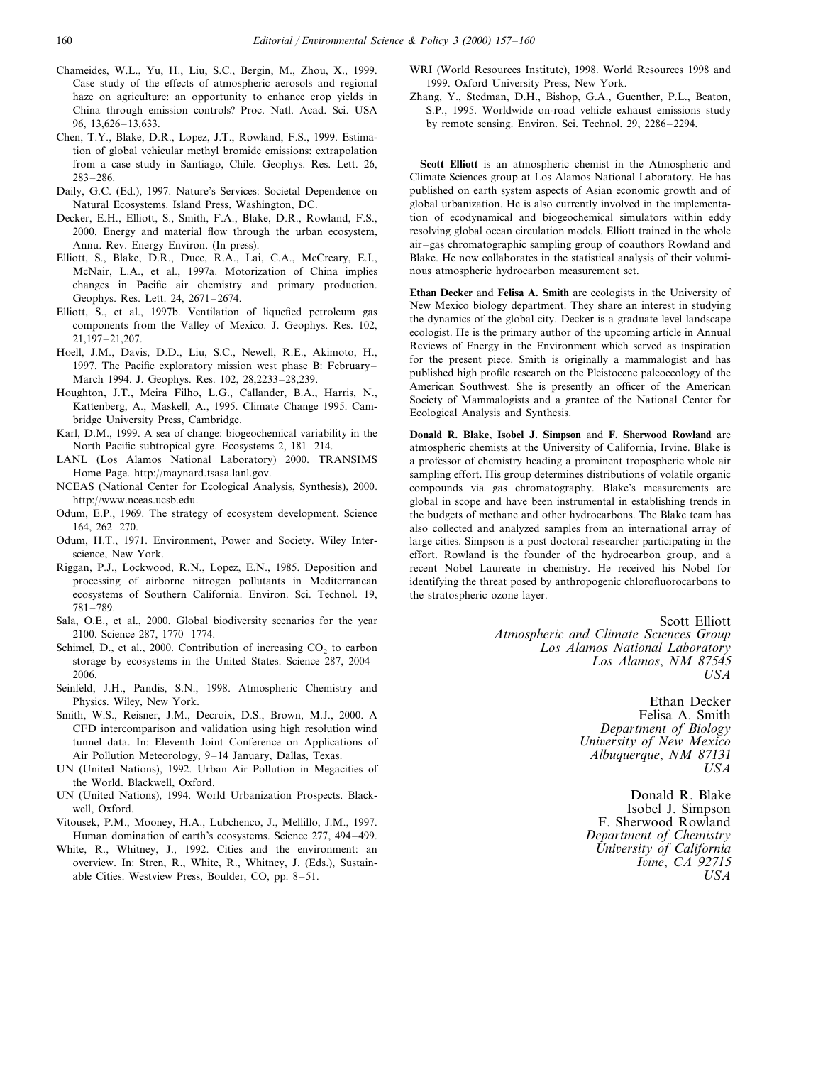Chameides, W.L., Yu, H., Liu, S.C., Bergin, M., Zhou, X., 1999. Case study of the effects of atmospheric aerosols and regional haze on agriculture: an opportunity to enhance crop yields in China through emission controls? Proc. Natl. Acad. Sci. USA 96, 13,626–13,633.

Chen, T.Y., Blake, D.R., Lopez, J.T., Rowland, F.S., 1999. Estimation of global vehicular methyl bromide emissions: extrapolation from a case study in Santiago, Chile. Geophys. Res. Lett. 26, 283–286.

Daily, G.C. (Ed.), 1997. Nature's Services: Societal Dependence on Natural Ecosystems. Island Press, Washington, DC.

Decker, E.H., Elliott, S., Smith, F.A., Blake, D.R., Rowland, F.S., 2000. Energy and material flow through the urban ecosystem, Annu. Rev. Energy Environ. (In press).

Elliott, S., Blake, D.R., Duce, R.A., Lai, C.A., McCreary, E.I., McNair, L.A., et al., 1997a. Motorization of China implies changes in Pacific air chemistry and primary production. Geophys. Res. Lett. 24, 2671–2674.

Elliott, S., et al., 1997b. Ventilation of liquefied petroleum gas components from the Valley of Mexico. J. Geophys. Res. 102, 21,197–21,207.

Hoell, J.M., Davis, D.D., Liu, S.C., Newell, R.E., Akimoto, H., 1997. The Pacific exploratory mission west phase B: February–March 1994. J. Geophys. Res. 102, 28,2233–28,239.

Houghton, J.T., Meira Filho, L.G., Callander, B.A., Harris, N., Kattenberg, A., Maskell, A., 1995. Climate Change 1995. Cambridge University Press, Cambridge.

Karl, D.M., 1999. A sea of change: biogeochemical variability in the North Pacific subtropical gyre. Ecosystems 2, 181–214.

LANL (Los Alamos National Laboratory) 2000. TRANSIMS Home Page. http://maynard.tsasa.lanl.gov.

NCEAS (National Center for Ecological Analysis, Synthesis), 2000. http://www.nceas.ucsb.edu.

Odum, E.P., 1969. The strategy of ecosystem development. Science 164, 262–270.

Odum, H.T., 1971. Environment, Power and Society. Wiley Interscience, New York.

Riggan, P.J., Lockwood, R.N., Lopez, E.N., 1985. Deposition and processing of airborne nitrogen pollutants in Mediterranean ecosystems of Southern California. Environ. Sci. Technol. 19, 781–789.

Sala, O.E., et al., 2000. Global biodiversity scenarios for the year 2100. Science 287, 1770–1774.

Schimel, D., et al., 2000. Contribution of increasing $CO_2$ to carbon storage by ecosystems in the United States. Science 287, 2004–2006.

Seinfeld, J.H., Pandis, S.N., 1998. Atmospheric Chemistry and Physics. Wiley, New York.

Smith, W.S., Reisner, J.M., Decroix, D.S., Brown, M.J., 2000. A CFD intercomparison and validation using high resolution wind tunnel data. In: Eleventh Joint Conference on Applications of Air Pollution Meteorology, 9–14 January, Dallas, Texas.

UN (United Nations), 1992. Urban Air Pollution in Megacities of the World. Blackwell, Oxford.

UN (United Nations), 1994. World Urbanization Prospects. Blackwell, Oxford.

Vitousek, P.M., Mooney, H.A., Lubchenco, J., Mellillo, J.M., 1997. Human domination of earth's ecosystems. Science 277, 494–499.

White, R., Whitney, J., 1992. Cities and the environment: an overview. In: Stren, R., White, R., Whitney, J. (Eds.), Sustainable Cities. Westview Press, Boulder, CO, pp. 8–51.

WRI (World Resources Institute), 1998. World Resources 1998 and 1999. Oxford University Press, New York.

Zhang, Y., Stedman, D.H., Bishop, G.A., Guenther, P.L., Beaton, S.P., 1995. Worldwide on-road vehicle exhaust emissions study by remote sensing. Environ. Sci. Technol. 29, 2286–2294.

**Scott Elliott** is an atmospheric chemist in the Atmospheric and Climate Sciences group at Los Alamos National Laboratory. He has published on earth system aspects of Asian economic growth and of global urbanization. He is also currently involved in the implementation of ecodynamical and biogeochemical simulators within eddy resolving global ocean circulation models. Elliott trained in the whole air–gas chromatographic sampling group of coauthors Rowland and Blake. He now collaborates in the statistical analysis of their voluminous atmospheric hydrocarbon measurement set.

**Ethan Decker** and **Felisa A. Smith** are ecologists in the University of New Mexico biology department. They share an interest in studying the dynamics of the global city. Decker is a graduate level landscape ecologist. He is the primary author of the upcoming article in Annual Reviews of Energy in the Environment which served as inspiration for the present piece. Smith is originally a mammalogist and has published high profile research on the Pleistocene paleoecology of the American Southwest. She is presently an officer of the American Society of Mammalogists and a grantee of the National Center for Ecological Analysis and Synthesis.

**Donald R. Blake**, **Isobel J. Simpson** and **F. Sherwood Rowland** are atmospheric chemists at the University of California, Irvine. Blake is a professor of chemistry heading a prominent tropospheric whole air sampling effort. His group determines distributions of volatile organic compounds via gas chromatography. Blake's measurements are global in scope and have been instrumental in establishing trends in the budgets of methane and other hydrocarbons. The Blake team has also collected and analyzed samples from an international array of large cities. Simpson is a post doctoral researcher participating in the effort. Rowland is the founder of the hydrocarbon group, and a recent Nobel Laureate in chemistry. He received his Nobel for identifying the threat posed by anthropogenic chlorofluorocarbons to the stratospheric ozone layer.

Scott Elliott
*Atmospheric and Climate Sciences Group*
*Los Alamos National Laboratory*
*Los Alamos, NM 87545*
*USA*

Ethan Decker
Felisa A. Smith
*Department of Biology*
*University of New Mexico*
*Albuquerque, NM 87131*
*USA*

Donald R. Blake
Isobel J. Simpson
F. Sherwood Rowland
*Department of Chemistry*
*University of California*
*Ivine, CA 92715*
*USA*